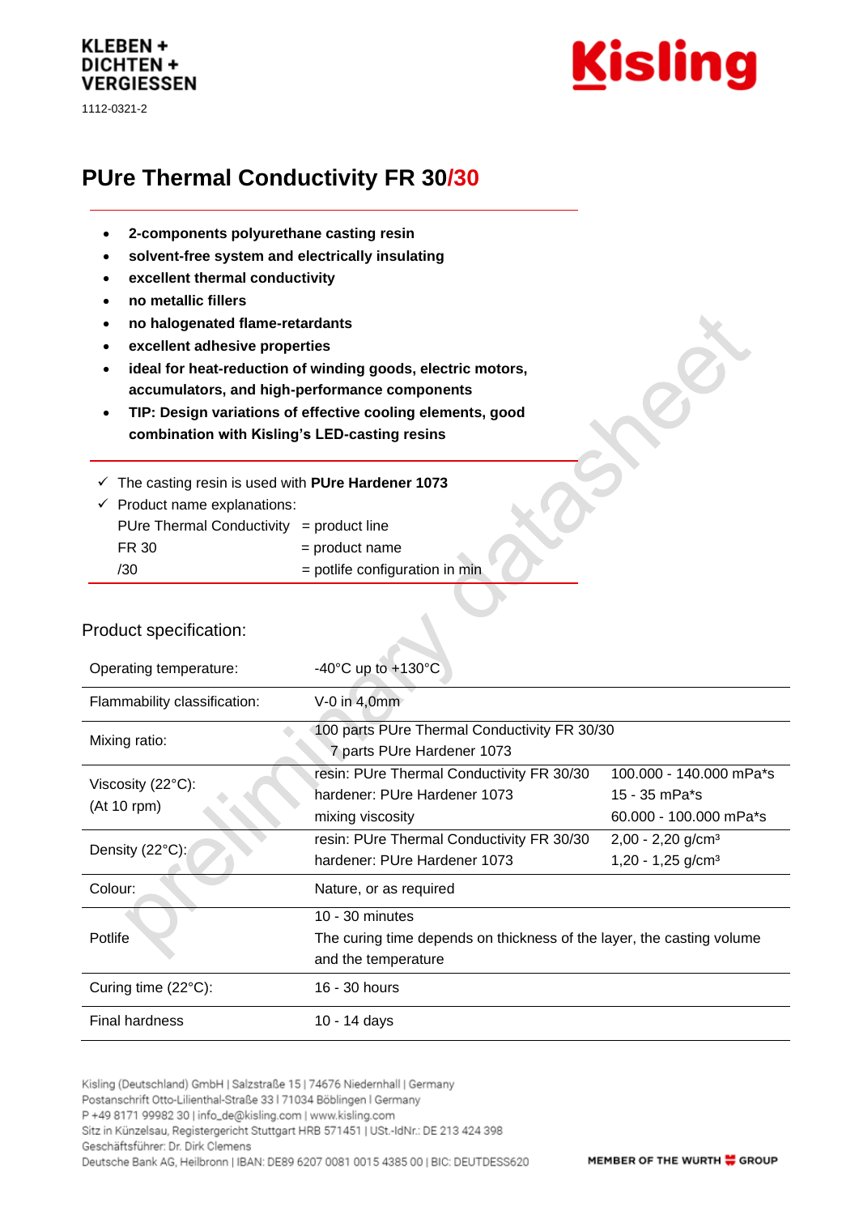KLEBEN +
DICHTEN +
VERGIESSEN

1112-0321-2

Kisling

# PUre Thermal Conductivity FR 30/30

- **2-components polyurethane casting resin**
- **solvent-free system and electrically insulating**
- **excellent thermal conductivity**
- **no metallic fillers**
- **no halogenated flame-retardants**
- **excellent adhesive properties**
- **ideal for heat-reduction of winding goods, electric motors, accumulators, and high-performance components**
- **TIP: Design variations of effective cooling elements, good combination with Kisling's LED-casting resins**

✓ The casting resin is used with **PUre Hardener 1073**

✓ Product name explanations:

| | |
|---|---|
| PUre Thermal Conductivity | = product line |
| FR 30 | = product name |
| /30 | = potlife configuration in min |

## Product specification:

| | | |
|---|---|---|
| Operating temperature: | -40°C up to +130°C | |
| Flammability classification: | V-0 in 4,0mm | |
| Mixing ratio: | 100 parts PUre Thermal Conductivity FR 30/30<br>7 parts PUre Hardener 1073 | |
| Viscosity (22°C):<br>(At 10 rpm) | resin: PUre Thermal Conductivity FR 30/30<br>hardener: PUre Hardener 1073<br>mixing viscosity | 100.000 - 140.000 mPa*s<br>15 - 35 mPa*s<br>60.000 - 100.000 mPa*s |
| Density (22°C): | resin: PUre Thermal Conductivity FR 30/30<br>hardener: PUre Hardener 1073 | 2,00 - 2,20 g/cm³<br>1,20 - 1,25 g/cm³ |
| Colour: | Nature, or as required | |
| Potlife | 10 - 30 minutes<br>The curing time depends on thickness of the layer, the casting volume and the temperature | |
| Curing time (22°C): | 16 - 30 hours | |
| Final hardness | 10 - 14 days | |

Kisling (Deutschland) GmbH | Salzstraße 15 | 74676 Niedernhall | Germany
Postanschrift Otto-Lilienthal-Straße 33 | 71034 Böblingen | Germany
P +49 8171 99982 30 | info_de@kisling.com | www.kisling.com
Sitz in Künzelsau, Registergericht Stuttgart HRB 571451 | USt.-IdNr.: DE 213 424 398
Geschäftsführer: Dr. Dirk Clemens
Deutsche Bank AG, Heilbronn | IBAN: DE89 6207 0081 0015 4385 00 | BIC: DEUTDESS620

MEMBER OF THE WURTH GROUP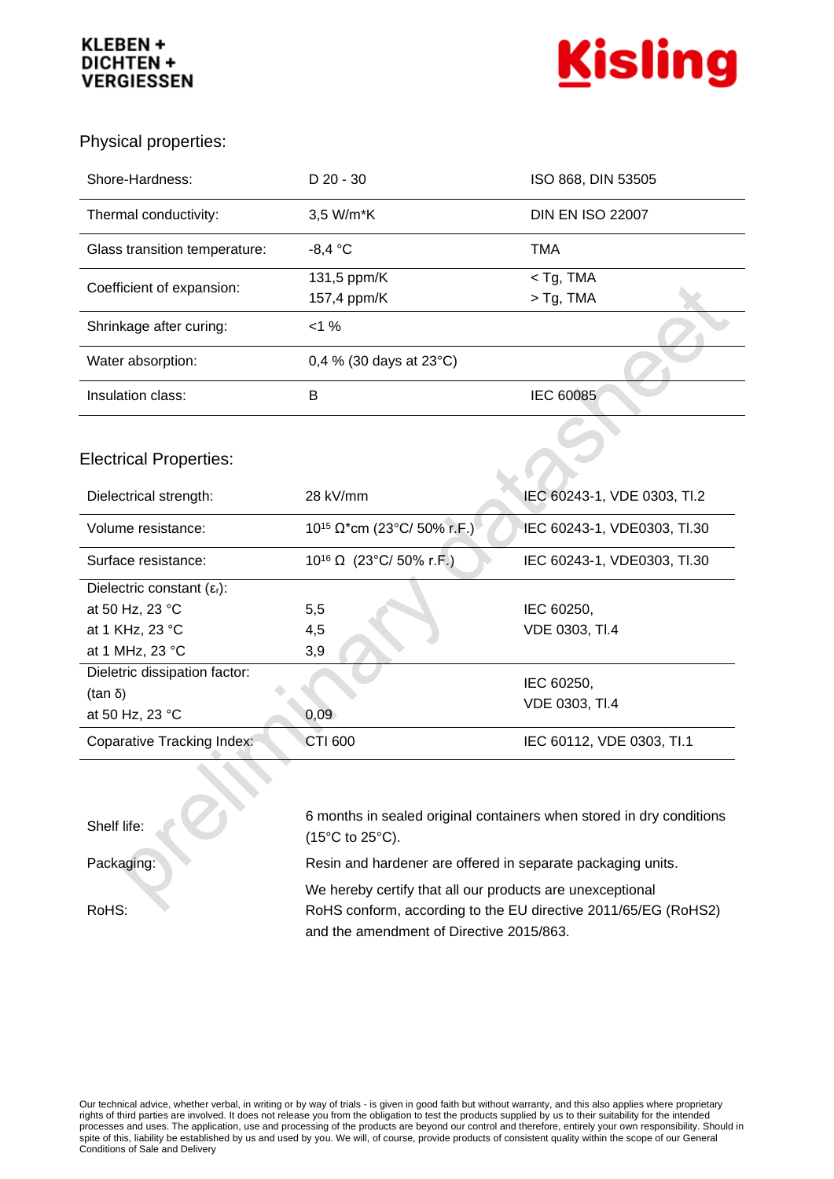KLEBEN +
DICHTEN +
VERGIESSEN

## Physical properties:

| | | |
|---|---|---|
| Shore-Hardness: | D 20 - 30 | ISO 868, DIN 53505 |
| Thermal conductivity: | 3,5 W/m*K | DIN EN ISO 22007 |
| Glass transition temperature: | -8,4 °C | TMA |
| Coefficient of expansion: | 131,5 ppm/K<br>157,4 ppm/K | < Tg, TMA<br>> Tg, TMA |
| Shrinkage after curing: | <1 % | |
| Water absorption: | 0,4 % (30 days at 23°C) | |
| Insulation class: | B | IEC 60085 |

## Electrical Properties:

| | | |
|---|---|---|
| Dielectrical strength: | 28 kV/mm | IEC 60243-1, VDE 0303, Tl.2 |
| Volume resistance: | $10^{15}$ Ω*cm (23°C/ 50% r.F.) | IEC 60243-1, VDE0303, Tl.30 |
| Surface resistance: | $10^{16}$ Ω (23°C/ 50% r.F.) | IEC 60243-1, VDE0303, Tl.30 |
| Dielectric constant ($\varepsilon_r$):<br>at 50 Hz, 23 °C<br>at 1 KHz, 23 °C<br>at 1 MHz, 23 °C | <br>5,5<br>4,5<br>3,9 | IEC 60250,<br>VDE 0303, Tl.4 |
| Dieletric dissipation factor:<br>(tan δ)<br>at 50 Hz, 23 °C | 0,09 | IEC 60250,<br>VDE 0303, Tl.4 |
| Coparative Tracking Index: | CTI 600 | IEC 60112, VDE 0303, Tl.1 |

| | |
|---|---|
| Shelf life: | 6 months in sealed original containers when stored in dry conditions (15°C to 25°C). |
| Packaging: | Resin and hardener are offered in separate packaging units. |
| RoHS: | We hereby certify that all our products are unexceptional RoHS conform, according to the EU directive 2011/65/EG (RoHS2) and the amendment of Directive 2015/863. |

Our technical advice, whether verbal, in writing or by way of trials - is given in good faith but without warranty, and this also applies where proprietary rights of third parties are involved. It does not release you from the obligation to test the products supplied by us to their suitability for the intended processes and uses. The application, use and processing of the products are beyond our control and therefore, entirely your own responsibility. Should in spite of this, liability be established by us and used by you. We will, of course, provide products of consistent quality within the scope of our General Conditions of Sale and Delivery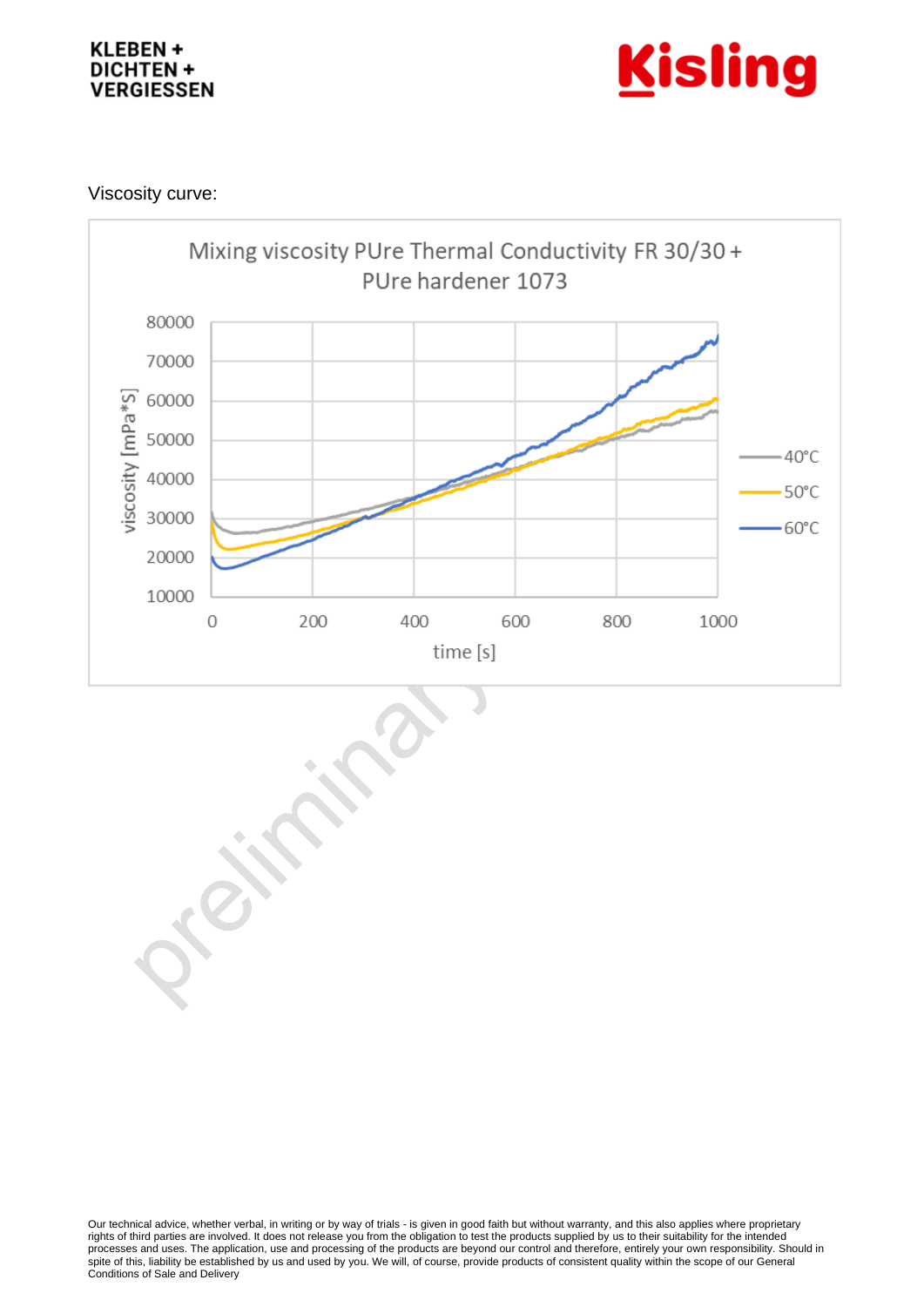Viscosity curve:

Mixing viscosity PUre Thermal Conductivity FR 30/30 + PUre hardener 1073

viscosity [mPa*S]

80000
70000
60000
50000
40000
30000
20000
10000

0
200
400
600
800
1000

time [s]

40°C
50°C
60°C

preliminary

Our technical advice, whether verbal, in writing or by way of trials - is given in good faith but without warranty, and this also applies where proprietary rights of third parties are involved. It does not release you from the obligation to test the products supplied by us to their suitability for the intended processes and uses. The application, use and processing of the products are beyond our control and therefore, entirely your own responsibility. Should in spite of this, liability be established by us and used by you. We will, of course, provide products of consistent quality within the scope of our General Conditions of Sale and Delivery